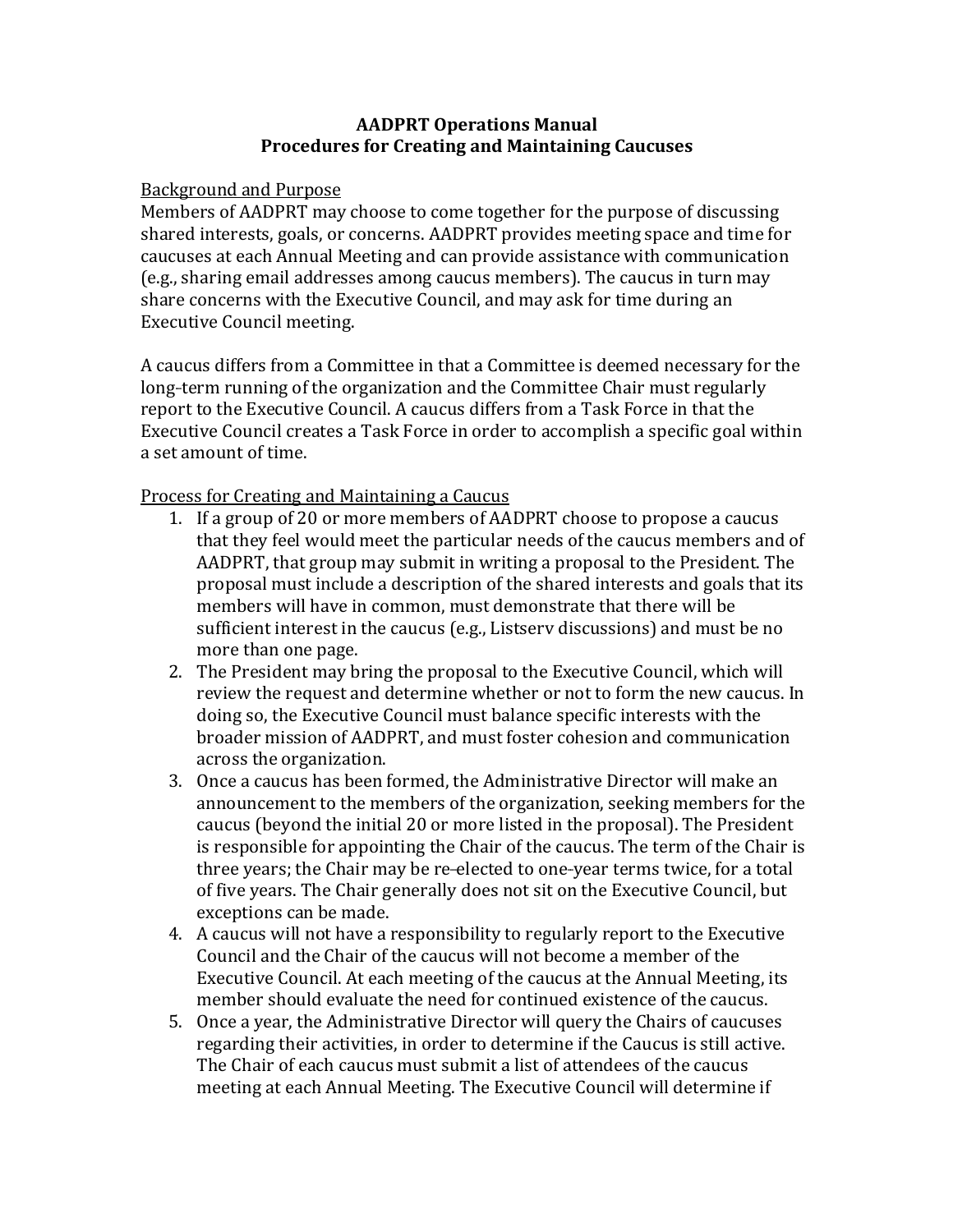# AADPRT Operations Manual
## Procedures for Creating and Maintaining Caucuses

Background and Purpose

Members of AADPRT may choose to come together for the purpose of discussing shared interests, goals, or concerns. AADPRT provides meeting space and time for caucuses at each Annual Meeting and can provide assistance with communication (e.g., sharing email addresses among caucus members). The caucus in turn may share concerns with the Executive Council, and may ask for time during an Executive Council meeting.

A caucus differs from a Committee in that a Committee is deemed necessary for the long-term running of the organization and the Committee Chair must regularly report to the Executive Council. A caucus differs from a Task Force in that the Executive Council creates a Task Force in order to accomplish a specific goal within a set amount of time.

Process for Creating and Maintaining a Caucus

1. If a group of 20 or more members of AADPRT choose to propose a caucus that they feel would meet the particular needs of the caucus members and of AADPRT, that group may submit in writing a proposal to the President. The proposal must include a description of the shared interests and goals that its members will have in common, must demonstrate that there will be sufficient interest in the caucus (e.g., Listserv discussions) and must be no more than one page.
2. The President may bring the proposal to the Executive Council, which will review the request and determine whether or not to form the new caucus. In doing so, the Executive Council must balance specific interests with the broader mission of AADPRT, and must foster cohesion and communication across the organization.
3. Once a caucus has been formed, the Administrative Director will make an announcement to the members of the organization, seeking members for the caucus (beyond the initial 20 or more listed in the proposal). The President is responsible for appointing the Chair of the caucus. The term of the Chair is three years; the Chair may be re-elected to one-year terms twice, for a total of five years. The Chair generally does not sit on the Executive Council, but exceptions can be made.
4. A caucus will not have a responsibility to regularly report to the Executive Council and the Chair of the caucus will not become a member of the Executive Council. At each meeting of the caucus at the Annual Meeting, its member should evaluate the need for continued existence of the caucus.
5. Once a year, the Administrative Director will query the Chairs of caucuses regarding their activities, in order to determine if the Caucus is still active. The Chair of each caucus must submit a list of attendees of the caucus meeting at each Annual Meeting. The Executive Council will determine if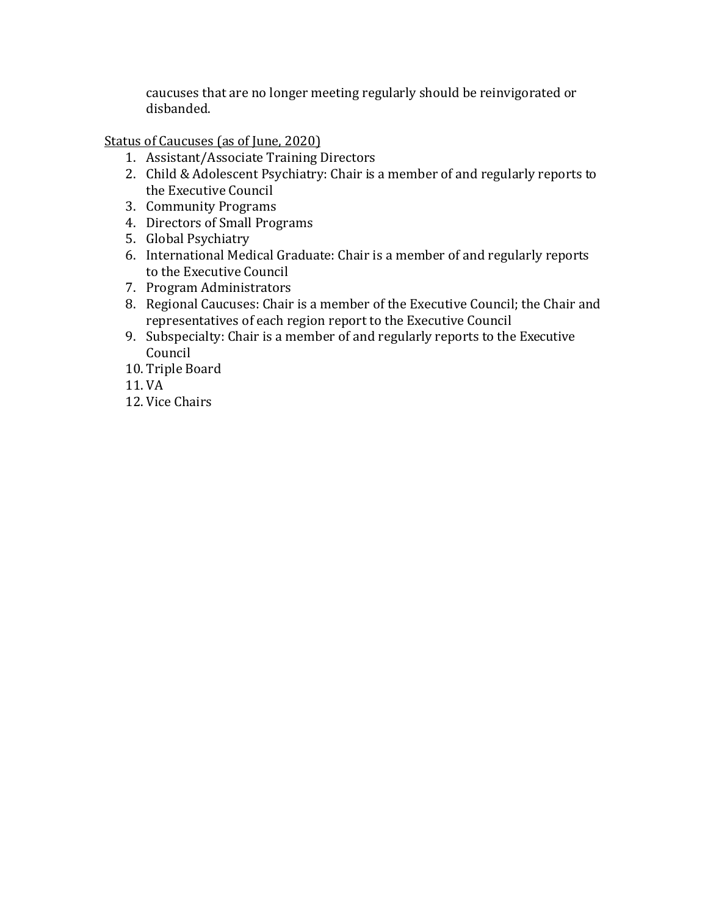caucuses that are no longer meeting regularly should be reinvigorated or disbanded.

Status of Caucuses (as of June, 2020)

1. Assistant/Associate Training Directors
2. Child & Adolescent Psychiatry: Chair is a member of and regularly reports to the Executive Council
3. Community Programs
4. Directors of Small Programs
5. Global Psychiatry
6. International Medical Graduate: Chair is a member of and regularly reports to the Executive Council
7. Program Administrators
8. Regional Caucuses: Chair is a member of the Executive Council; the Chair and representatives of each region report to the Executive Council
9. Subspecialty: Chair is a member of and regularly reports to the Executive Council
10. Triple Board
11. VA
12. Vice Chairs